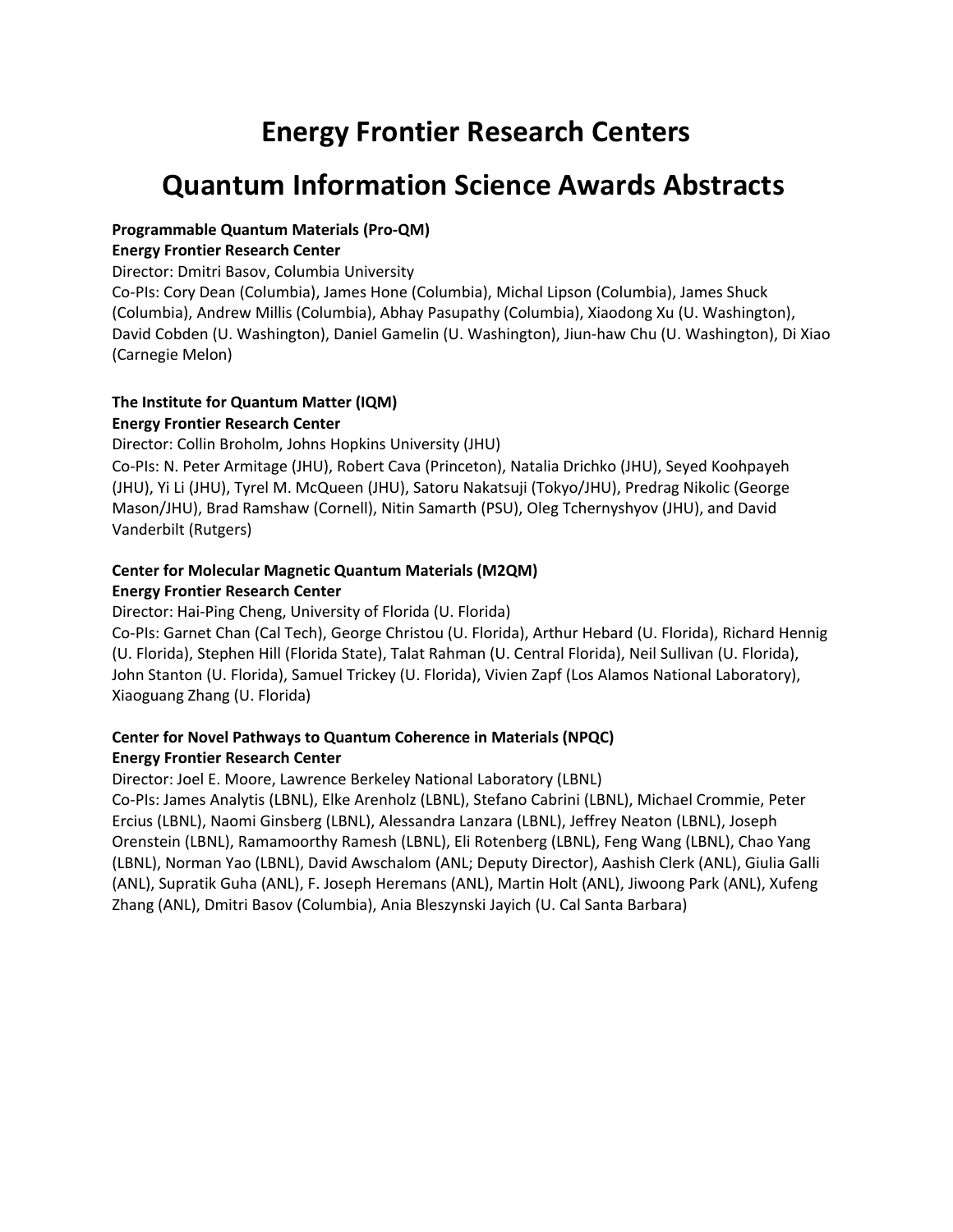# Energy Frontier Research Centers

# Quantum Information Science Awards Abstracts

**Programmable Quantum Materials (Pro-QM)**
**Energy Frontier Research Center**
Director: Dmitri Basov, Columbia University
Co-PIs: Cory Dean (Columbia), James Hone (Columbia), Michal Lipson (Columbia), James Shuck (Columbia), Andrew Millis (Columbia), Abhay Pasupathy (Columbia), Xiaodong Xu (U. Washington), David Cobden (U. Washington), Daniel Gamelin (U. Washington), Jiun-haw Chu (U. Washington), Di Xiao (Carnegie Melon)

**The Institute for Quantum Matter (IQM)**
**Energy Frontier Research Center**
Director: Collin Broholm, Johns Hopkins University (JHU)
Co-PIs: N. Peter Armitage (JHU), Robert Cava (Princeton), Natalia Drichko (JHU), Seyed Koohpayeh (JHU), Yi Li (JHU), Tyrel M. McQueen (JHU), Satoru Nakatsuji (Tokyo/JHU), Predrag Nikolic (George Mason/JHU), Brad Ramshaw (Cornell), Nitin Samarth (PSU), Oleg Tchernyshyov (JHU), and David Vanderbilt (Rutgers)

**Center for Molecular Magnetic Quantum Materials (M2QM)**
**Energy Frontier Research Center**
Director: Hai-Ping Cheng, University of Florida (U. Florida)
Co-PIs: Garnet Chan (Cal Tech), George Christou (U. Florida), Arthur Hebard (U. Florida), Richard Hennig (U. Florida), Stephen Hill (Florida State), Talat Rahman (U. Central Florida), Neil Sullivan (U. Florida), John Stanton (U. Florida), Samuel Trickey (U. Florida), Vivien Zapf (Los Alamos National Laboratory), Xiaoguang Zhang (U. Florida)

**Center for Novel Pathways to Quantum Coherence in Materials (NPQC)**
**Energy Frontier Research Center**
Director: Joel E. Moore, Lawrence Berkeley National Laboratory (LBNL)
Co-PIs: James Analytis (LBNL), Elke Arenholz (LBNL), Stefano Cabrini (LBNL), Michael Crommie, Peter Ercius (LBNL), Naomi Ginsberg (LBNL), Alessandra Lanzara (LBNL), Jeffrey Neaton (LBNL), Joseph Orenstein (LBNL), Ramamoorthy Ramesh (LBNL), Eli Rotenberg (LBNL), Feng Wang (LBNL), Chao Yang (LBNL), Norman Yao (LBNL), David Awschalom (ANL; Deputy Director), Aashish Clerk (ANL), Giulia Galli (ANL), Supratik Guha (ANL), F. Joseph Heremans (ANL), Martin Holt (ANL), Jiwoong Park (ANL), Xufeng Zhang (ANL), Dmitri Basov (Columbia), Ania Bleszynski Jayich (U. Cal Santa Barbara)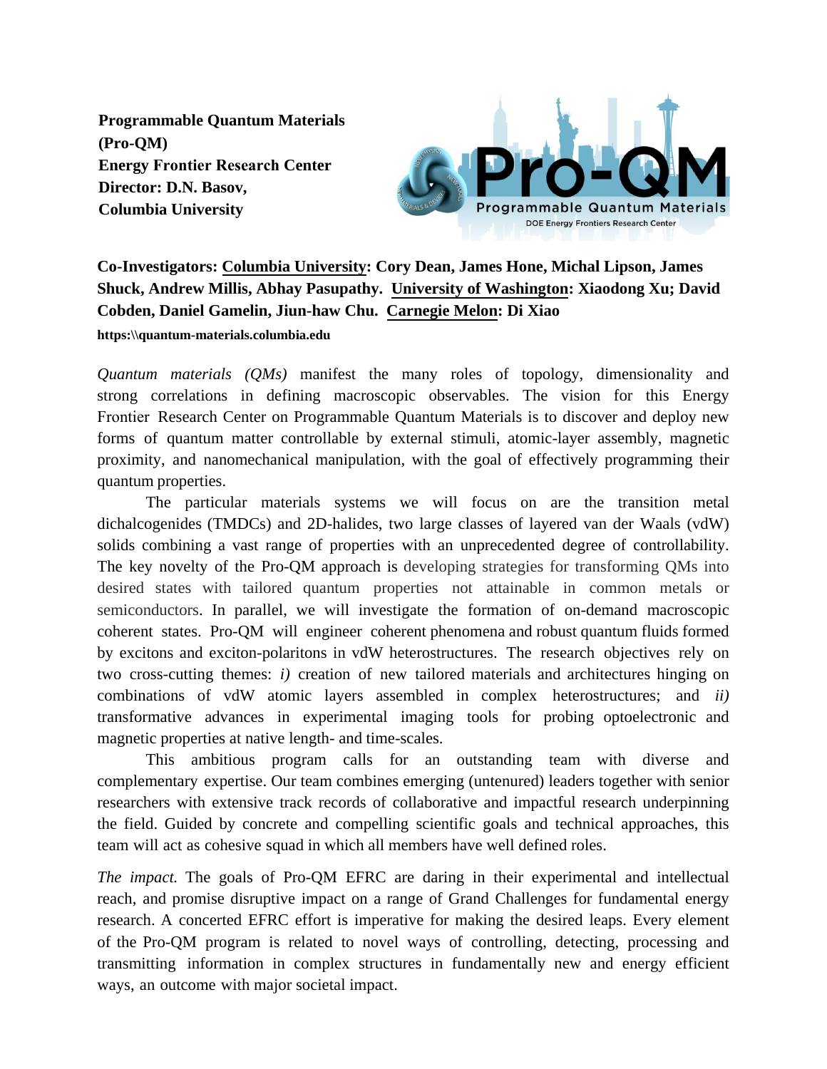**Programmable Quantum Materials (Pro-QM)**
**Energy Frontier Research Center**
**Director: D.N. Basov,**
**Columbia University**

**Co-Investigators: <u>Columbia University</u>: Cory Dean, James Hone, Michal Lipson, James Shuck, Andrew Millis, Abhay Pasupathy. <u>University of Washington</u>: Xiaodong Xu; David Cobden, Daniel Gamelin, Jiun-haw Chu. <u>Carnegie Melon</u>: Di Xiao**

**https:\\quantum-materials.columbia.edu**

*Quantum materials (QMs)* manifest the many roles of topology, dimensionality and strong correlations in defining macroscopic observables. The vision for this Energy Frontier Research Center on Programmable Quantum Materials is to discover and deploy new forms of quantum matter controllable by external stimuli, atomic-layer assembly, magnetic proximity, and nanomechanical manipulation, with the goal of effectively programming their quantum properties.

The particular materials systems we will focus on are the transition metal dichalcogenides (TMDCs) and 2D-halides, two large classes of layered van der Waals (vdW) solids combining a vast range of properties with an unprecedented degree of controllability. The key novelty of the Pro-QM approach is developing strategies for transforming QMs into desired states with tailored quantum properties not attainable in common metals or semiconductors. In parallel, we will investigate the formation of on-demand macroscopic coherent states. Pro-QM will engineer coherent phenomena and robust quantum fluids formed by excitons and exciton-polaritons in vdW heterostructures. The research objectives rely on two cross-cutting themes: *i)* creation of new tailored materials and architectures hinging on combinations of vdW atomic layers assembled in complex heterostructures; and *ii)* transformative advances in experimental imaging tools for probing optoelectronic and magnetic properties at native length- and time-scales.

This ambitious program calls for an outstanding team with diverse and complementary expertise. Our team combines emerging (untenured) leaders together with senior researchers with extensive track records of collaborative and impactful research underpinning the field. Guided by concrete and compelling scientific goals and technical approaches, this team will act as cohesive squad in which all members have well defined roles.

*The impact.* The goals of Pro-QM EFRC are daring in their experimental and intellectual reach, and promise disruptive impact on a range of Grand Challenges for fundamental energy research. A concerted EFRC effort is imperative for making the desired leaps. Every element of the Pro-QM program is related to novel ways of controlling, detecting, processing and transmitting information in complex structures in fundamentally new and energy efficient ways, an outcome with major societal impact.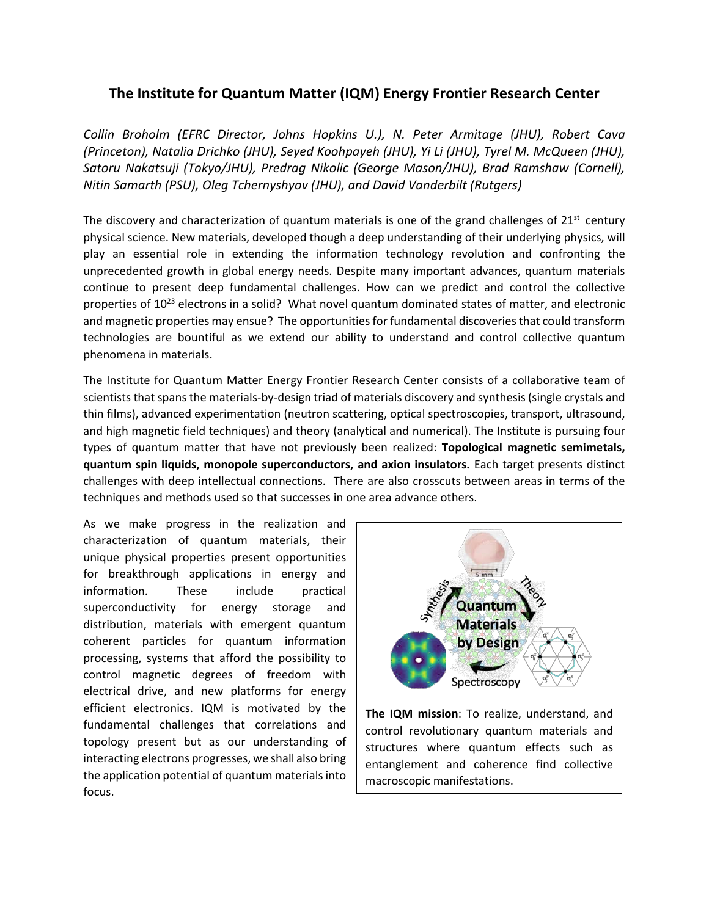## The Institute for Quantum Matter (IQM) Energy Frontier Research Center

*Collin Broholm (EFRC Director, Johns Hopkins U.), N. Peter Armitage (JHU), Robert Cava (Princeton), Natalia Drichko (JHU), Seyed Koohpayeh (JHU), Yi Li (JHU), Tyrel M. McQueen (JHU), Satoru Nakatsuji (Tokyo/JHU), Predrag Nikolic (George Mason/JHU), Brad Ramshaw (Cornell), Nitin Samarth (PSU), Oleg Tchernyshyov (JHU), and David Vanderbilt (Rutgers)*

The discovery and characterization of quantum materials is one of the grand challenges of 21st century physical science. New materials, developed though a deep understanding of their underlying physics, will play an essential role in extending the information technology revolution and confronting the unprecedented growth in global energy needs. Despite many important advances, quantum materials continue to present deep fundamental challenges. How can we predict and control the collective properties of $10^{23}$ electrons in a solid? What novel quantum dominated states of matter, and electronic and magnetic properties may ensue? The opportunities for fundamental discoveries that could transform technologies are bountiful as we extend our ability to understand and control collective quantum phenomena in materials.

The Institute for Quantum Matter Energy Frontier Research Center consists of a collaborative team of scientists that spans the materials-by-design triad of materials discovery and synthesis (single crystals and thin films), advanced experimentation (neutron scattering, optical spectroscopies, transport, ultrasound, and high magnetic field techniques) and theory (analytical and numerical). The Institute is pursuing four types of quantum matter that have not previously been realized: **Topological magnetic semimetals, quantum spin liquids, monopole superconductors, and axion insulators.** Each target presents distinct challenges with deep intellectual connections. There are also crosscuts between areas in terms of the techniques and methods used so that successes in one area advance others.

As we make progress in the realization and characterization of quantum materials, their unique physical properties present opportunities for breakthrough applications in energy and information. These include practical superconductivity for energy storage and distribution, materials with emergent quantum coherent particles for quantum information processing, systems that afford the possibility to control magnetic degrees of freedom with electrical drive, and new platforms for energy efficient electronics. IQM is motivated by the fundamental challenges that correlations and topology present but as our understanding of interacting electrons progresses, we shall also bring the application potential of quantum materials into focus.

**The IQM mission**: To realize, understand, and control revolutionary quantum materials and structures where quantum effects such as entanglement and coherence find collective macroscopic manifestations.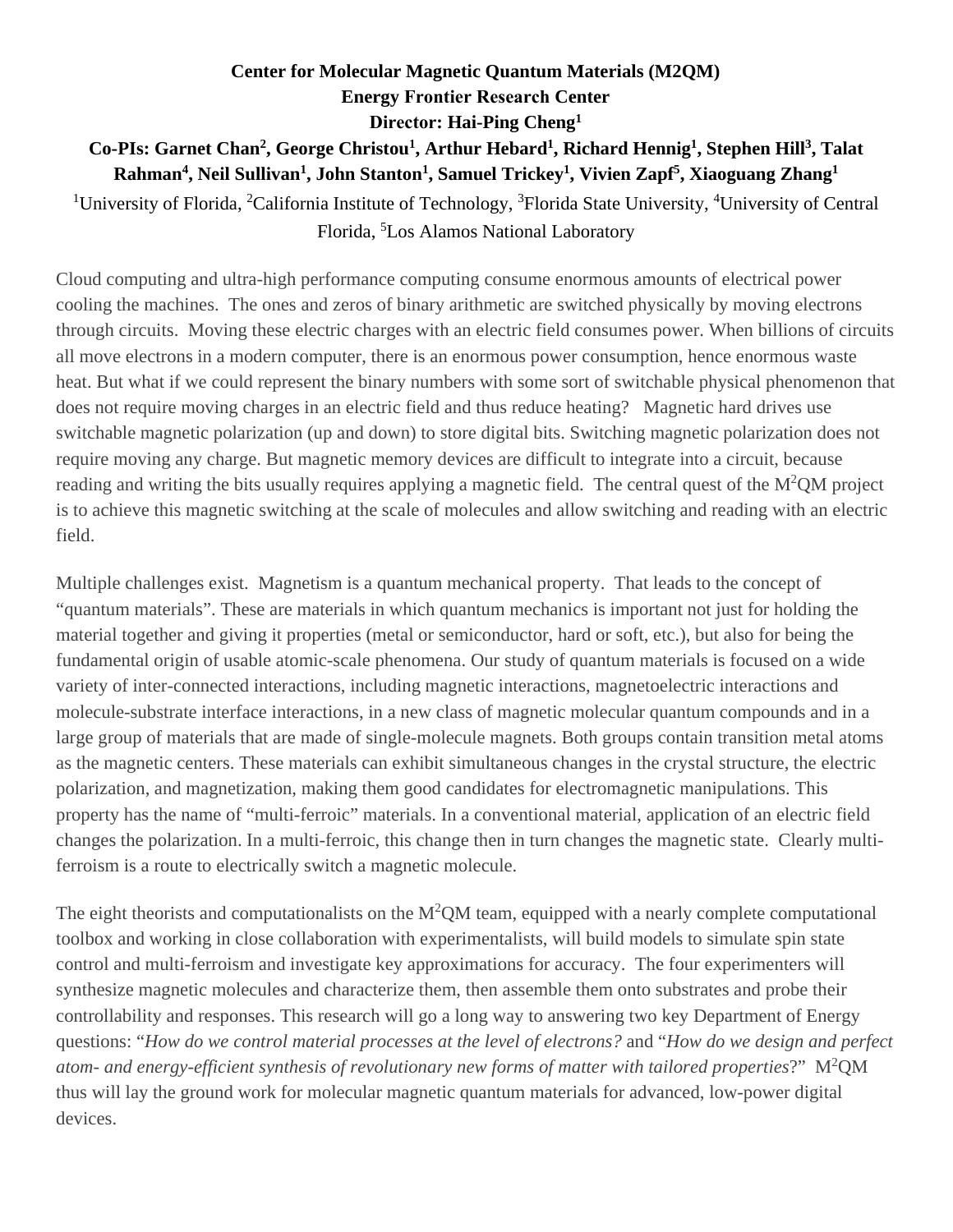**Center for Molecular Magnetic Quantum Materials (M2QM)**
**Energy Frontier Research Center**
**Director: Hai-Ping Cheng[1]**
**Co-PIs: Garnet Chan[2], George Christou[1], Arthur Hebard[1], Richard Hennig[1], Stephen Hill[3], Talat Rahman[4], Neil Sullivan[1], John Stanton[1], Samuel Trickey[1], Vivien Zapf[5], Xiaoguang Zhang[1]**

[1]University of Florida, [2]California Institute of Technology, [3]Florida State University, [4]University of Central Florida, [5]Los Alamos National Laboratory

Cloud computing and ultra-high performance computing consume enormous amounts of electrical power cooling the machines. The ones and zeros of binary arithmetic are switched physically by moving electrons through circuits. Moving these electric charges with an electric field consumes power. When billions of circuits all move electrons in a modern computer, there is an enormous power consumption, hence enormous waste heat. But what if we could represent the binary numbers with some sort of switchable physical phenomenon that does not require moving charges in an electric field and thus reduce heating? Magnetic hard drives use switchable magnetic polarization (up and down) to store digital bits. Switching magnetic polarization does not require moving any charge. But magnetic memory devices are difficult to integrate into a circuit, because reading and writing the bits usually requires applying a magnetic field. The central quest of the $M^2$QM project is to achieve this magnetic switching at the scale of molecules and allow switching and reading with an electric field.

Multiple challenges exist. Magnetism is a quantum mechanical property. That leads to the concept of "quantum materials". These are materials in which quantum mechanics is important not just for holding the material together and giving it properties (metal or semiconductor, hard or soft, etc.), but also for being the fundamental origin of usable atomic-scale phenomena. Our study of quantum materials is focused on a wide variety of inter-connected interactions, including magnetic interactions, magnetoelectric interactions and molecule-substrate interface interactions, in a new class of magnetic molecular quantum compounds and in a large group of materials that are made of single-molecule magnets. Both groups contain transition metal atoms as the magnetic centers. These materials can exhibit simultaneous changes in the crystal structure, the electric polarization, and magnetization, making them good candidates for electromagnetic manipulations. This property has the name of "multi-ferroic" materials. In a conventional material, application of an electric field changes the polarization. In a multi-ferroic, this change then in turn changes the magnetic state. Clearly multi-ferroism is a route to electrically switch a magnetic molecule.

The eight theorists and computationalists on the $M^2$QM team, equipped with a nearly complete computational toolbox and working in close collaboration with experimentalists, will build models to simulate spin state control and multi-ferroism and investigate key approximations for accuracy. The four experimenters will synthesize magnetic molecules and characterize them, then assemble them onto substrates and probe their controllability and responses. This research will go a long way to answering two key Department of Energy questions: "*How do we control material processes at the level of electrons?* and "*How do we design and perfect atom- and energy-efficient synthesis of revolutionary new forms of matter with tailored properties*?" $M^2$QM thus will lay the ground work for molecular magnetic quantum materials for advanced, low-power digital devices.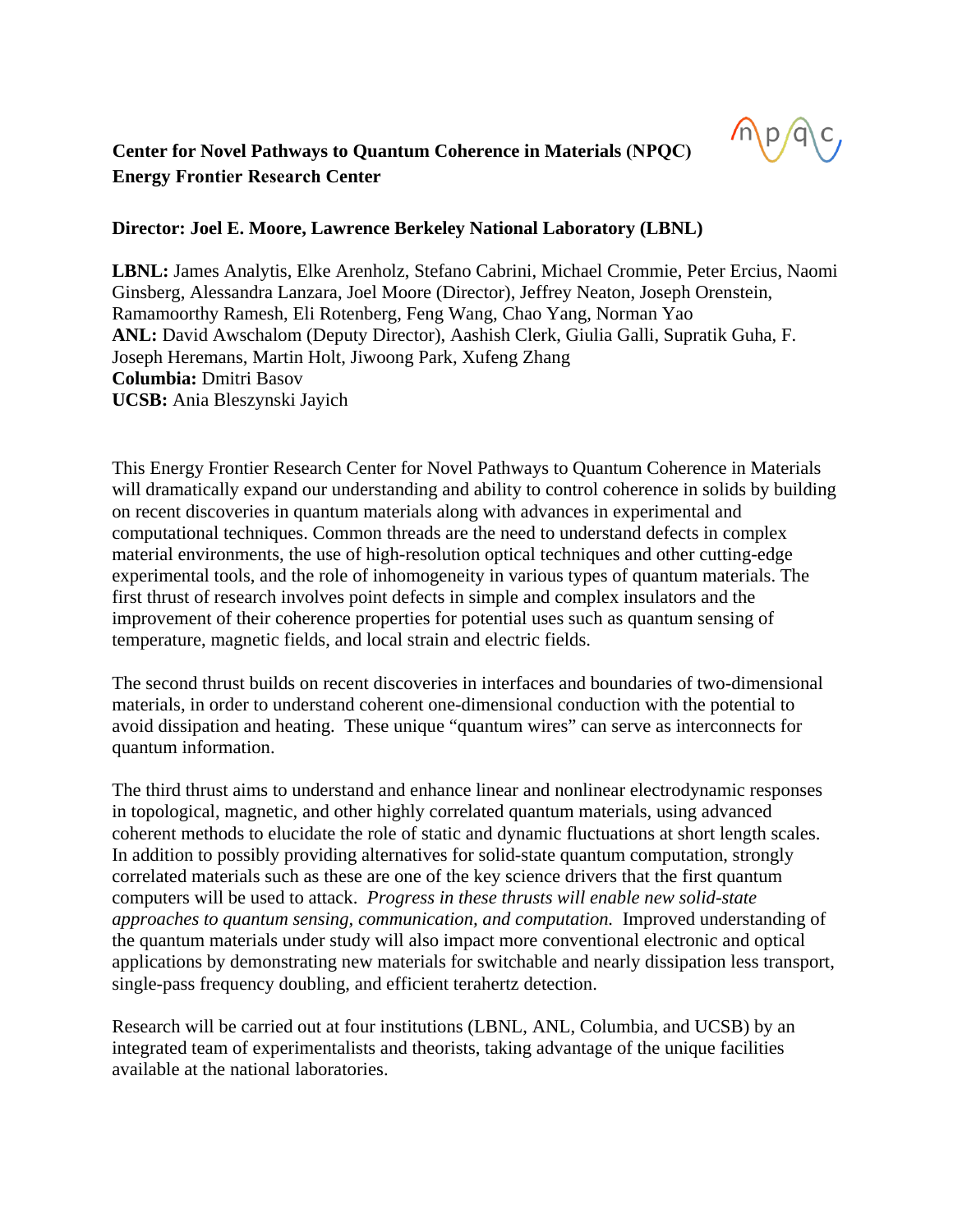**Center for Novel Pathways to Quantum Coherence in Materials (NPQC)**
**Energy Frontier Research Center**

**Director: Joel E. Moore, Lawrence Berkeley National Laboratory (LBNL)**

**LBNL:** James Analytis, Elke Arenholz, Stefano Cabrini, Michael Crommie, Peter Ercius, Naomi Ginsberg, Alessandra Lanzara, Joel Moore (Director), Jeffrey Neaton, Joseph Orenstein, Ramamoorthy Ramesh, Eli Rotenberg, Feng Wang, Chao Yang, Norman Yao
**ANL:** David Awschalom (Deputy Director), Aashish Clerk, Giulia Galli, Supratik Guha, F. Joseph Heremans, Martin Holt, Jiwoong Park, Xufeng Zhang
**Columbia:** Dmitri Basov
**UCSB:** Ania Bleszynski Jayich

This Energy Frontier Research Center for Novel Pathways to Quantum Coherence in Materials will dramatically expand our understanding and ability to control coherence in solids by building on recent discoveries in quantum materials along with advances in experimental and computational techniques. Common threads are the need to understand defects in complex material environments, the use of high-resolution optical techniques and other cutting-edge experimental tools, and the role of inhomogeneity in various types of quantum materials. The first thrust of research involves point defects in simple and complex insulators and the improvement of their coherence properties for potential uses such as quantum sensing of temperature, magnetic fields, and local strain and electric fields.

The second thrust builds on recent discoveries in interfaces and boundaries of two-dimensional materials, in order to understand coherent one-dimensional conduction with the potential to avoid dissipation and heating. These unique "quantum wires" can serve as interconnects for quantum information.

The third thrust aims to understand and enhance linear and nonlinear electrodynamic responses in topological, magnetic, and other highly correlated quantum materials, using advanced coherent methods to elucidate the role of static and dynamic fluctuations at short length scales. In addition to possibly providing alternatives for solid-state quantum computation, strongly correlated materials such as these are one of the key science drivers that the first quantum computers will be used to attack. *Progress in these thrusts will enable new solid-state approaches to quantum sensing, communication, and computation.* Improved understanding of the quantum materials under study will also impact more conventional electronic and optical applications by demonstrating new materials for switchable and nearly dissipation less transport, single-pass frequency doubling, and efficient terahertz detection.

Research will be carried out at four institutions (LBNL, ANL, Columbia, and UCSB) by an integrated team of experimentalists and theorists, taking advantage of the unique facilities available at the national laboratories.